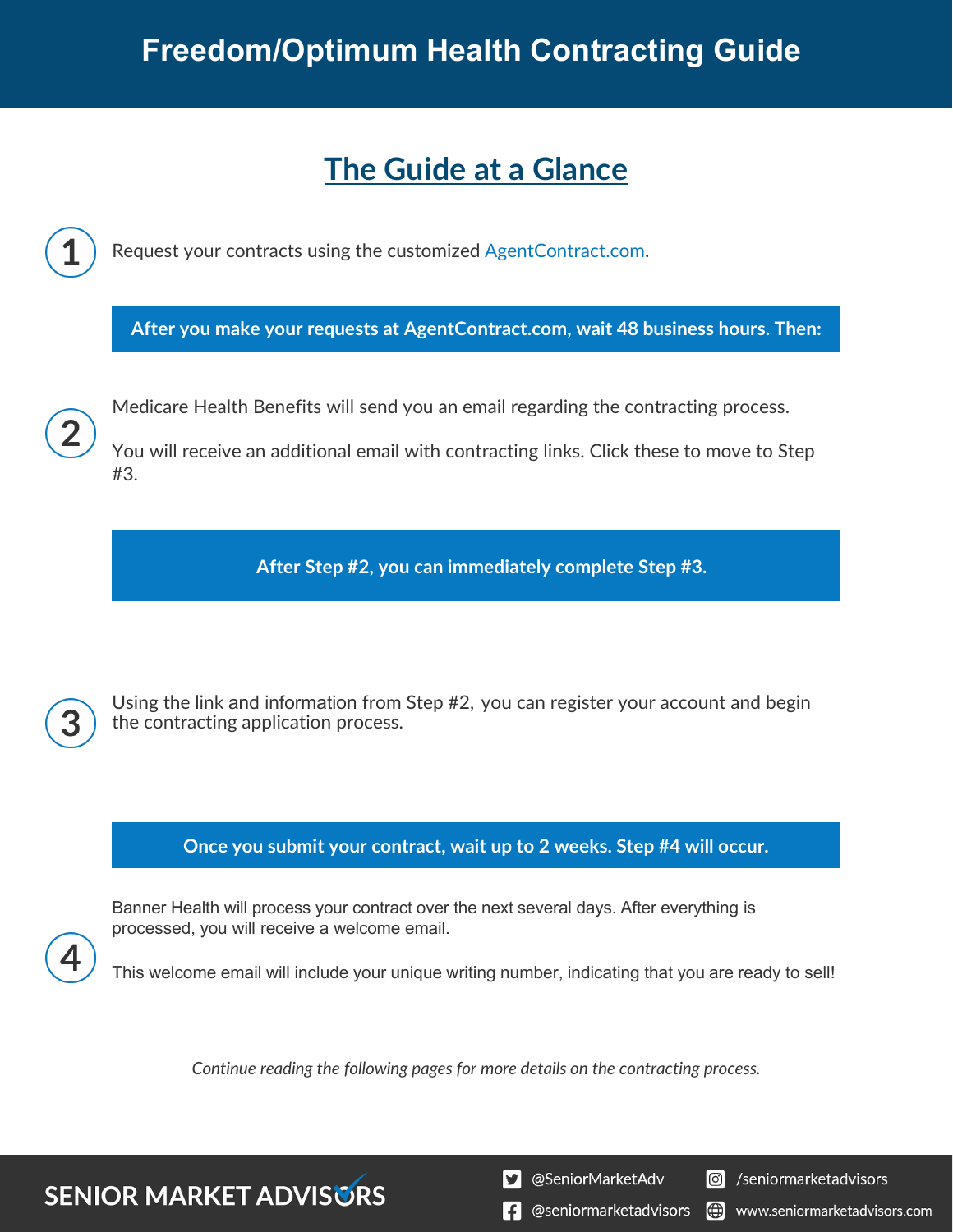# Freedom/Optimum Health Contracting Guide

## The Guide at a Glance

**1** Request your contracts using the customized AgentContract.com.

**After you make your requests at AgentContract.com, wait 48 business hours. Then:**

**2** Medicare Health Benefits will send you an email regarding the contracting process.

You will receive an additional email with contracting links. Click these to move to Step #3.

**After Step #2, you can immediately complete Step #3.**

**3** Using the link and information from Step #2, you can register your account and begin the contracting application process.

**Once you submit your contract, wait up to 2 weeks. Step #4 will occur.**

**4** Banner Health will process your contract over the next several days. After everything is processed, you will receive a welcome email.

This welcome email will include your unique writing number, indicating that you are ready to sell!

*Continue reading the following pages for more details on the contracting process.*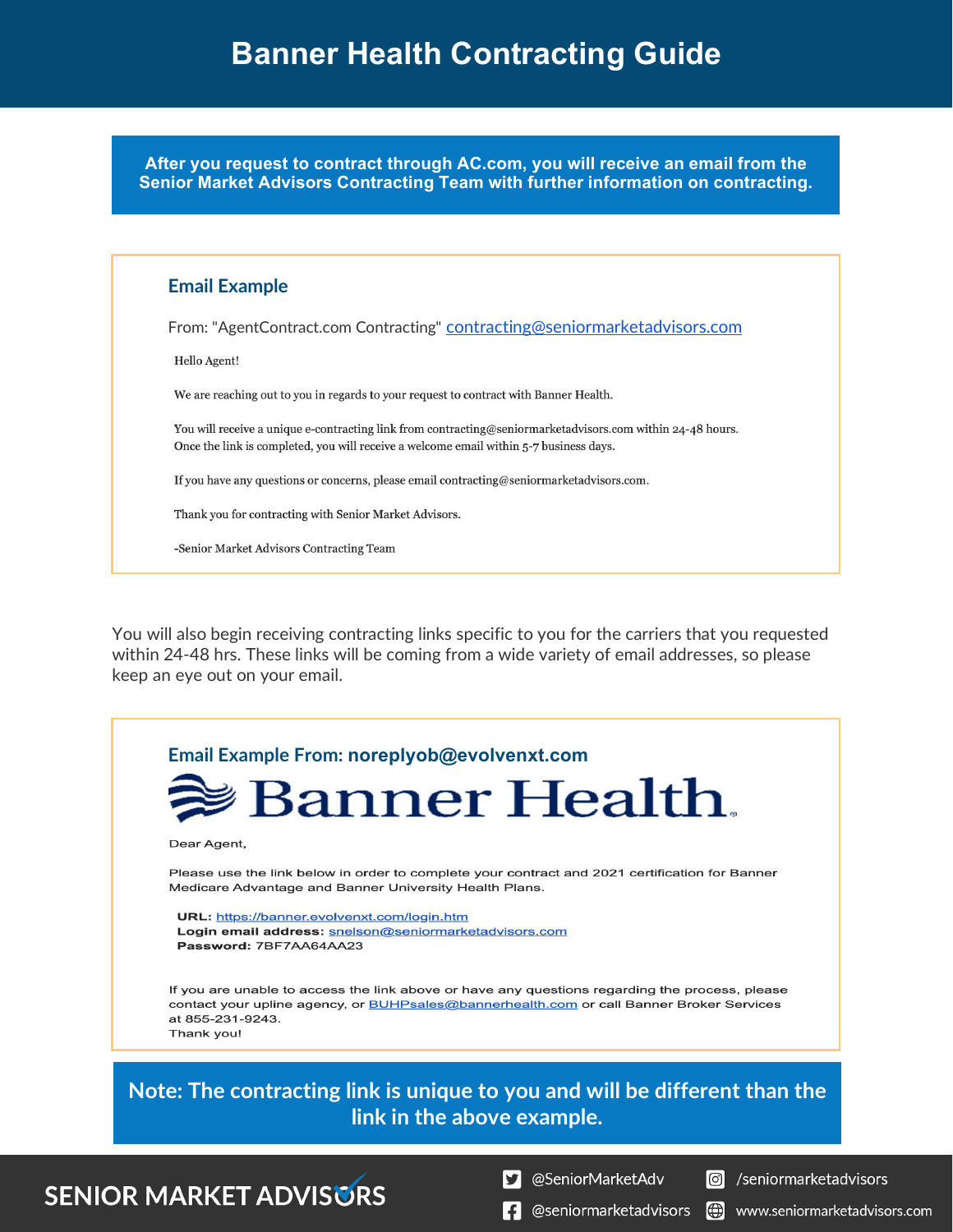# Banner Health Contracting Guide

**After you request to contract through AC.com, you will receive an email from the Senior Market Advisors Contracting Team with further information on contracting.**

### Email Example

From: "AgentContract.com Contracting" contracting@seniormarketadvisors.com

Hello Agent!

We are reaching out to you in regards to your request to contract with Banner Health.

You will receive a unique e-contracting link from contracting@seniormarketadvisors.com within 24-48 hours. Once the link is completed, you will receive a welcome email within 5-7 business days.

If you have any questions or concerns, please email contracting@seniormarketadvisors.com.

Thank you for contracting with Senior Market Advisors.

-Senior Market Advisors Contracting Team

You will also begin receiving contracting links specific to you for the carriers that you requested within 24-48 hrs. These links will be coming from a wide variety of email addresses, so please keep an eye out on your email.

### Email Example From: noreplyob@evolvenxt.com

Banner Health

Dear Agent,

Please use the link below in order to complete your contract and 2021 certification for Banner Medicare Advantage and Banner University Health Plans.

**URL:** https://banner.evolvenxt.com/login.htm
**Login email address:** snelson@seniormarketadvisors.com
**Password:** 7BF7AA64AA23

If you are unable to access the link above or have any questions regarding the process, please contact your upline agency, or BUHPsales@bannerhealth.com or call Banner Broker Services at 855-231-9243.
Thank you!

**Note: The contracting link is unique to you and will be different than the link in the above example.**

SENIOR MARKET ADVISORS

@SeniorMarketAdv | /seniormarketadvisors | @seniormarketadvisors | www.seniormarketadvisors.com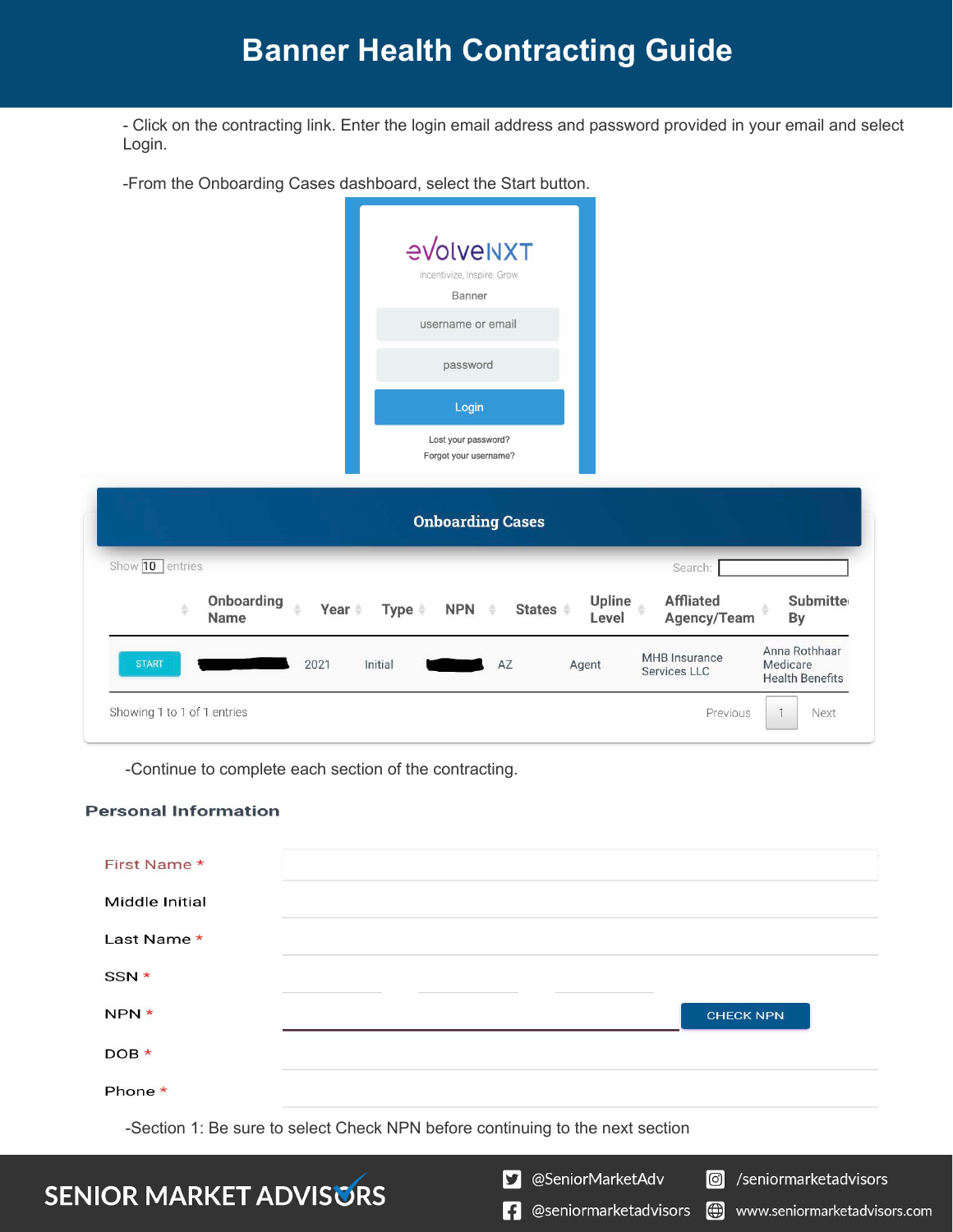# Banner Health Contracting Guide

- Click on the contracting link. Enter the login email address and password provided in your email and select Login.

-From the Onboarding Cases dashboard, select the Start button.

evolveNXT

Incentivize, Inspire, Grow

Banner

username or email

password

Login

Lost your password?

Forgot your username?

**Onboarding Cases**

Show 10 entries

Search:

| | Onboarding Name | Year | Type | NPN | States | Upline Level | Affliated Agency/Team | Submitted By |
|---|---|---|---|---|---|---|---|---|
| START | | 2021 | Initial | | AZ | Agent | MHB Insurance Services LLC | Anna Rothhaar Medicare Health Benefits |

Showing 1 to 1 of 1 entries

Previous 1 Next

-Continue to complete each section of the contracting.

**Personal Information**

First Name *

Middle Initial

Last Name *

SSN *

NPN * CHECK NPN

DOB *

Phone *

-Section 1: Be sure to select Check NPN before continuing to the next section

SENIOR MARKET ADVISORS

@SeniorMarketAdv /seniormarketadvisors

@seniormarketadvisors www.seniormarketadvisors.com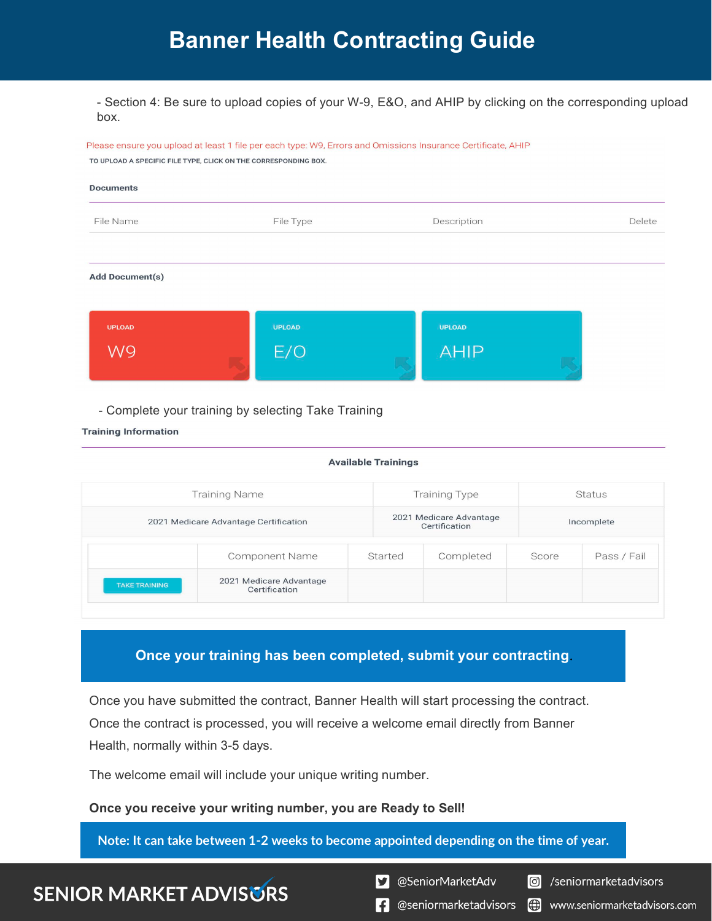# Banner Health Contracting Guide

- Section 4: Be sure to upload copies of your W-9, E&O, and AHIP by clicking on the corresponding upload box.

Please ensure you upload at least 1 file per each type: W9, Errors and Omissions Insurance Certificate, AHIP

TO UPLOAD A SPECIFIC FILE TYPE, CLICK ON THE CORRESPONDING BOX.

**Documents**

| File Name | File Type | Description | Delete |
|---|---|---|---|

**Add Document(s)**

UPLOAD W9

UPLOAD E/O

UPLOAD AHIP

- Complete your training by selecting Take Training

**Training Information**

**Available Trainings**

| Training Name | Training Type | Status |
|---|---|---|
| 2021 Medicare Advantage Certification | 2021 Medicare Advantage Certification | Incomplete |

| | Component Name | Started | Completed | Score | Pass / Fail |
|---|---|---|---|---|---|
| TAKE TRAINING | 2021 Medicare Advantage Certification | | | | |

**Once your training has been completed, submit your contracting.**

Once you have submitted the contract, Banner Health will start processing the contract. Once the contract is processed, you will receive a welcome email directly from Banner Health, normally within 3-5 days.

The welcome email will include your unique writing number.

**Once you receive your writing number, you are Ready to Sell!**

**Note: It can take between 1-2 weeks to become appointed depending on the time of year.**

SENIOR MARKET ADVISORS

@SeniorMarketAdv

/seniormarketadvisors

@seniormarketadvisors

www.seniormarketadvisors.com